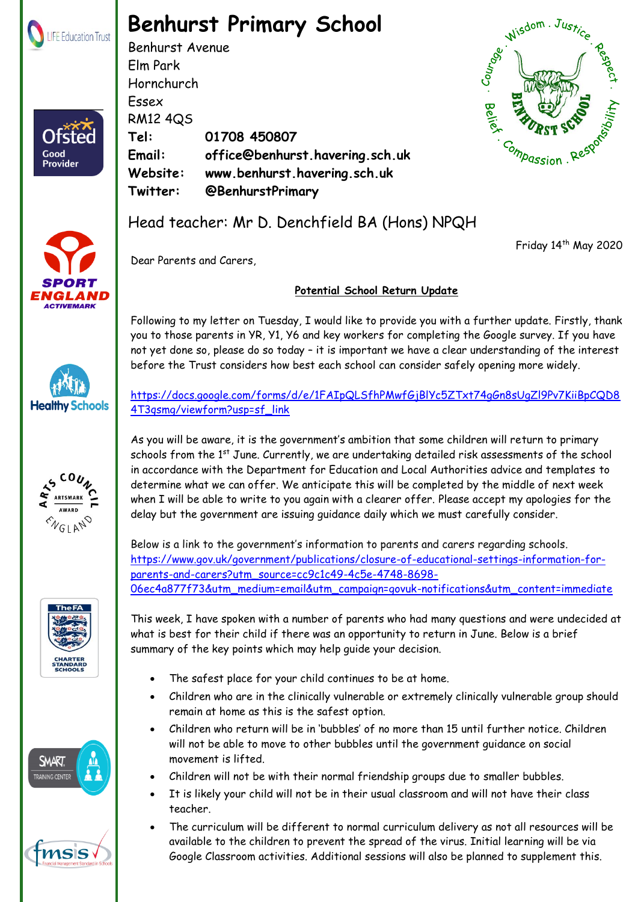# Benhurst Primary School

Benhurst Avenue
Elm Park
Hornchurch
Essex
RM12 4QS

**Tel:** **01708 450807**
**Email:** **office@benhurst.havering.sch.uk**
**Website:** **www.benhurst.havering.sch.uk**
**Twitter:** **@BenhurstPrimary**

Head teacher: Mr D. Denchfield BA (Hons) NPQH

Friday 14th May 2020

Dear Parents and Carers,

**Potential School Return Update**

Following to my letter on Tuesday, I would like to provide you with a further update. Firstly, thank you to those parents in YR, Y1, Y6 and key workers for completing the Google survey. If you have not yet done so, please do so today – it is important we have a clear understanding of the interest before the Trust considers how best each school can consider safely opening more widely.

https://docs.google.com/forms/d/e/1FAIpQLSfhPMwfGjBlYc5ZTxt74gGn8sUgZl9Pv7KiiBpCQD84T3qsmg/viewform?usp=sf_link

As you will be aware, it is the government's ambition that some children will return to primary schools from the 1st June. Currently, we are undertaking detailed risk assessments of the school in accordance with the Department for Education and Local Authorities advice and templates to determine what we can offer. We anticipate this will be completed by the middle of next week when I will be able to write to you again with a clearer offer. Please accept my apologies for the delay but the government are issuing guidance daily which we must carefully consider.

Below is a link to the government's information to parents and carers regarding schools.
https://www.gov.uk/government/publications/closure-of-educational-settings-information-for-parents-and-carers?utm_source=cc9c1c49-4c5e-4748-8698-06ec4a877f73&utm_medium=email&utm_campaign=govuk-notifications&utm_content=immediate

This week, I have spoken with a number of parents who had many questions and were undecided at what is best for their child if there was an opportunity to return in June. Below is a brief summary of the key points which may help guide your decision.

- The safest place for your child continues to be at home.
- Children who are in the clinically vulnerable or extremely clinically vulnerable group should remain at home as this is the safest option.
- Children who return will be in 'bubbles' of no more than 15 until further notice. Children will not be able to move to other bubbles until the government guidance on social movement is lifted.
- Children will not be with their normal friendship groups due to smaller bubbles.
- It is likely your child will not be in their usual classroom and will not have their class teacher.
- The curriculum will be different to normal curriculum delivery as not all resources will be available to the children to prevent the spread of the virus. Initial learning will be via Google Classroom activities. Additional sessions will also be planned to supplement this.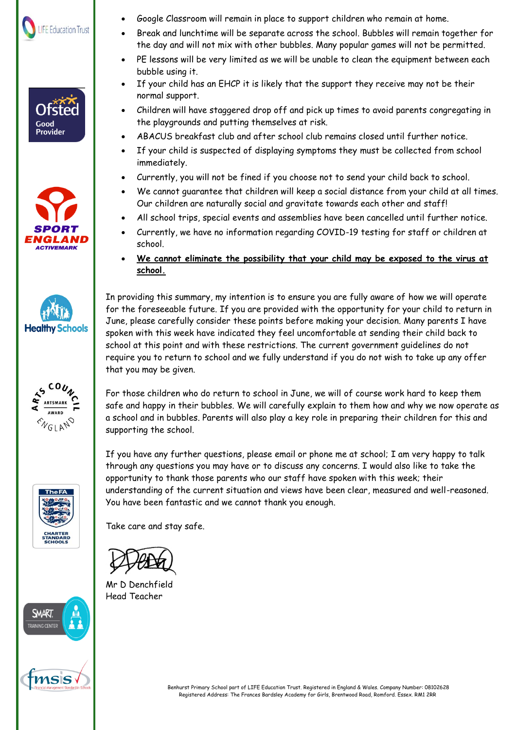- Google Classroom will remain in place to support children who remain at home.
- Break and lunchtime will be separate across the school. Bubbles will remain together for the day and will not mix with other bubbles. Many popular games will not be permitted.
- PE lessons will be very limited as we will be unable to clean the equipment between each bubble using it.
- If your child has an EHCP it is likely that the support they receive may not be their normal support.
- Children will have staggered drop off and pick up times to avoid parents congregating in the playgrounds and putting themselves at risk.
- ABACUS breakfast club and after school club remains closed until further notice.
- If your child is suspected of displaying symptoms they must be collected from school immediately.
- Currently, you will not be fined if you choose not to send your child back to school.
- We cannot guarantee that children will keep a social distance from your child at all times. Our children are naturally social and gravitate towards each other and staff!
- All school trips, special events and assemblies have been cancelled until further notice.
- Currently, we have no information regarding COVID-19 testing for staff or children at school.
- **We cannot eliminate the possibility that your child may be exposed to the virus at school.**

In providing this summary, my intention is to ensure you are fully aware of how we will operate for the foreseeable future. If you are provided with the opportunity for your child to return in June, please carefully consider these points before making your decision. Many parents I have spoken with this week have indicated they feel uncomfortable at sending their child back to school at this point and with these restrictions. The current government guidelines do not require you to return to school and we fully understand if you do not wish to take up any offer that you may be given.

For those children who do return to school in June, we will of course work hard to keep them safe and happy in their bubbles. We will carefully explain to them how and why we now operate as a school and in bubbles. Parents will also play a key role in preparing their children for this and supporting the school.

If you have any further questions, please email or phone me at school; I am very happy to talk through any questions you may have or to discuss any concerns. I would also like to take the opportunity to thank those parents who our staff have spoken with this week; their understanding of the current situation and views have been clear, measured and well-reasoned. You have been fantastic and we cannot thank you enough.

Take care and stay safe.

Mr D Denchfield
Head Teacher

Benhurst Primary School part of LIFE Education Trust. Registered in England & Wales. Company Number: 08102628
Registered Address: The Frances Bardsley Academy for Girls, Brentwood Road, Romford. Essex. RM1 2RR